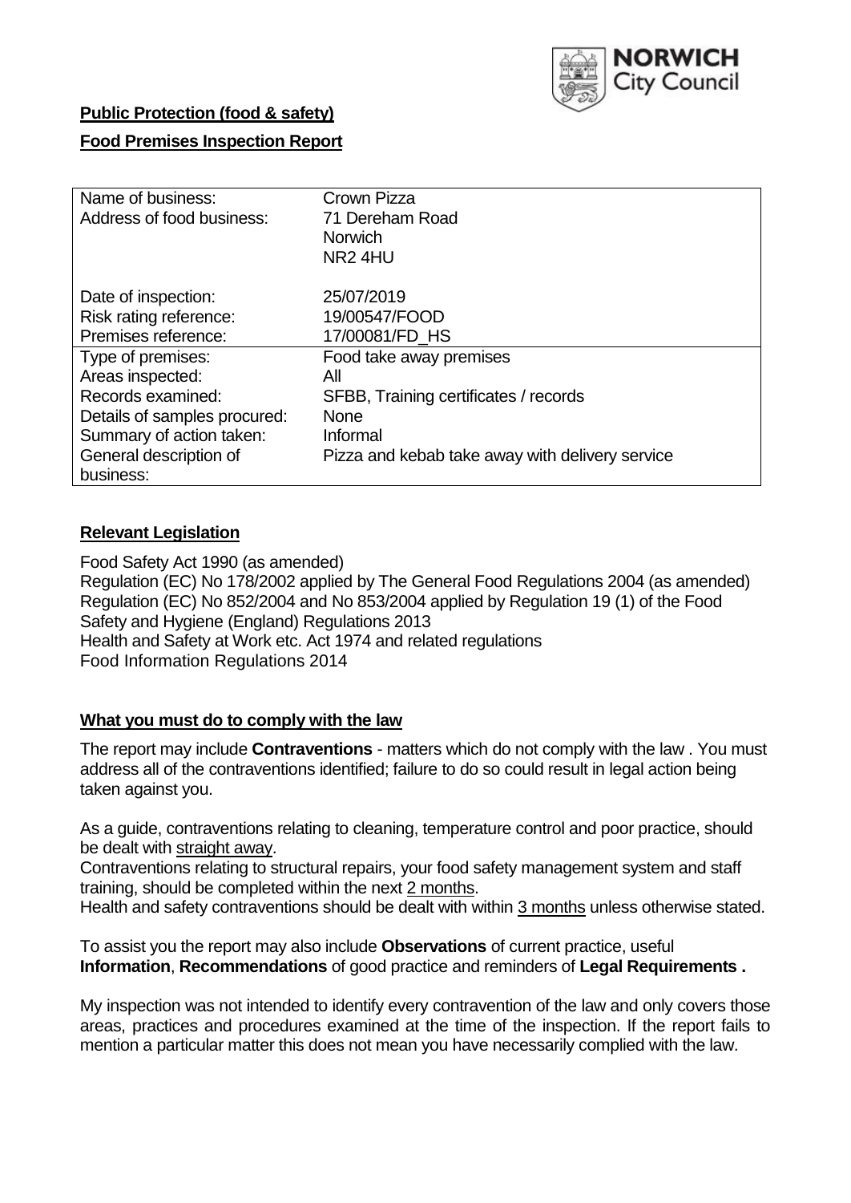**Public Protection (food & safety)**

**Food Premises Inspection Report**

| Name of business: | Crown Pizza |
| --- | --- |
| Address of food business: | 71 Dereham Road<br>Norwich<br>NR2 4HU |
| Date of inspection: | 25/07/2019 |
| Risk rating reference: | 19/00547/FOOD |
| Premises reference: | 17/00081/FD_HS |
| Type of premises: | Food take away premises |
| Areas inspected: | All |
| Records examined: | SFBB, Training certificates / records |
| Details of samples procured: | None |
| Summary of action taken: | Informal |
| General description of business: | Pizza and kebab take away with delivery service |

## **Relevant Legislation**

Food Safety Act 1990 (as amended)
Regulation (EC) No 178/2002 applied by The General Food Regulations 2004 (as amended)
Regulation (EC) No 852/2004 and No 853/2004 applied by Regulation 19 (1) of the Food Safety and Hygiene (England) Regulations 2013
Health and Safety at Work etc. Act 1974 and related regulations
Food Information Regulations 2014

## **What you must do to comply with the law**

The report may include **Contraventions** - matters which do not comply with the law . You must address all of the contraventions identified; failure to do so could result in legal action being taken against you.

As a guide, contraventions relating to cleaning, temperature control and poor practice, should be dealt with straight away.
Contraventions relating to structural repairs, your food safety management system and staff training, should be completed within the next 2 months.
Health and safety contraventions should be dealt with within 3 months unless otherwise stated.

To assist you the report may also include **Observations** of current practice, useful **Information**, **Recommendations** of good practice and reminders of **Legal Requirements .**

My inspection was not intended to identify every contravention of the law and only covers those areas, practices and procedures examined at the time of the inspection. If the report fails to mention a particular matter this does not mean you have necessarily complied with the law.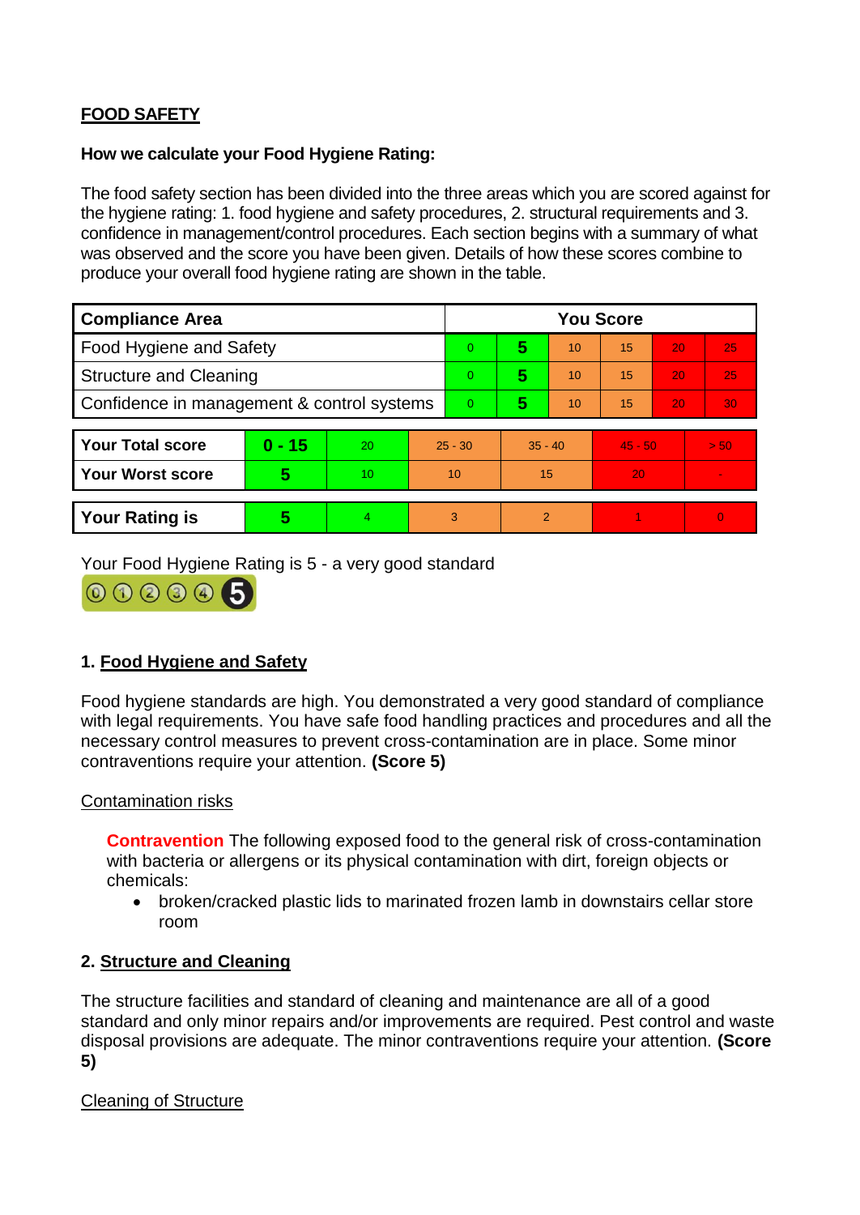## FOOD SAFETY

**How we calculate your Food Hygiene Rating:**

The food safety section has been divided into the three areas which you are scored against for the hygiene rating: 1. food hygiene and safety procedures, 2. structural requirements and 3. confidence in management/control procedures. Each section begins with a summary of what was observed and the score you have been given. Details of how these scores combine to produce your overall food hygiene rating are shown in the table.

| Compliance Area | You Score | | | | | |
|---|---|---|---|---|---|---|
| Food Hygiene and Safety | 0 | **5** | 10 | 15 | 20 | 25 |
| Structure and Cleaning | 0 | **5** | 10 | 15 | 20 | 25 |
| Confidence in management & control systems | 0 | **5** | 10 | 15 | 20 | 30 |

| | | | | | | |
|---|---|---|---|---|---|---|
| **Your Total score** | **0 - 15** | 20 | 25 - 30 | 35 - 40 | 45 - 50 | > 50 |
| **Your Worst score** | **5** | 10 | 10 | 15 | 20 | - |

| | | | | | | |
|---|---|---|---|---|---|---|
| **Your Rating is** | **5** | 4 | 3 | 2 | 1 | 0 |

Your Food Hygiene Rating is 5 - a very good standard

### 1. Food Hygiene and Safety

Food hygiene standards are high. You demonstrated a very good standard of compliance with legal requirements. You have safe food handling practices and procedures and all the necessary control measures to prevent cross-contamination are in place. Some minor contraventions require your attention. **(Score 5)**

Contamination risks

**Contravention** The following exposed food to the general risk of cross-contamination with bacteria or allergens or its physical contamination with dirt, foreign objects or chemicals:

- broken/cracked plastic lids to marinated frozen lamb in downstairs cellar store room

### 2. Structure and Cleaning

The structure facilities and standard of cleaning and maintenance are all of a good standard and only minor repairs and/or improvements are required. Pest control and waste disposal provisions are adequate. The minor contraventions require your attention. **(Score 5)**

Cleaning of Structure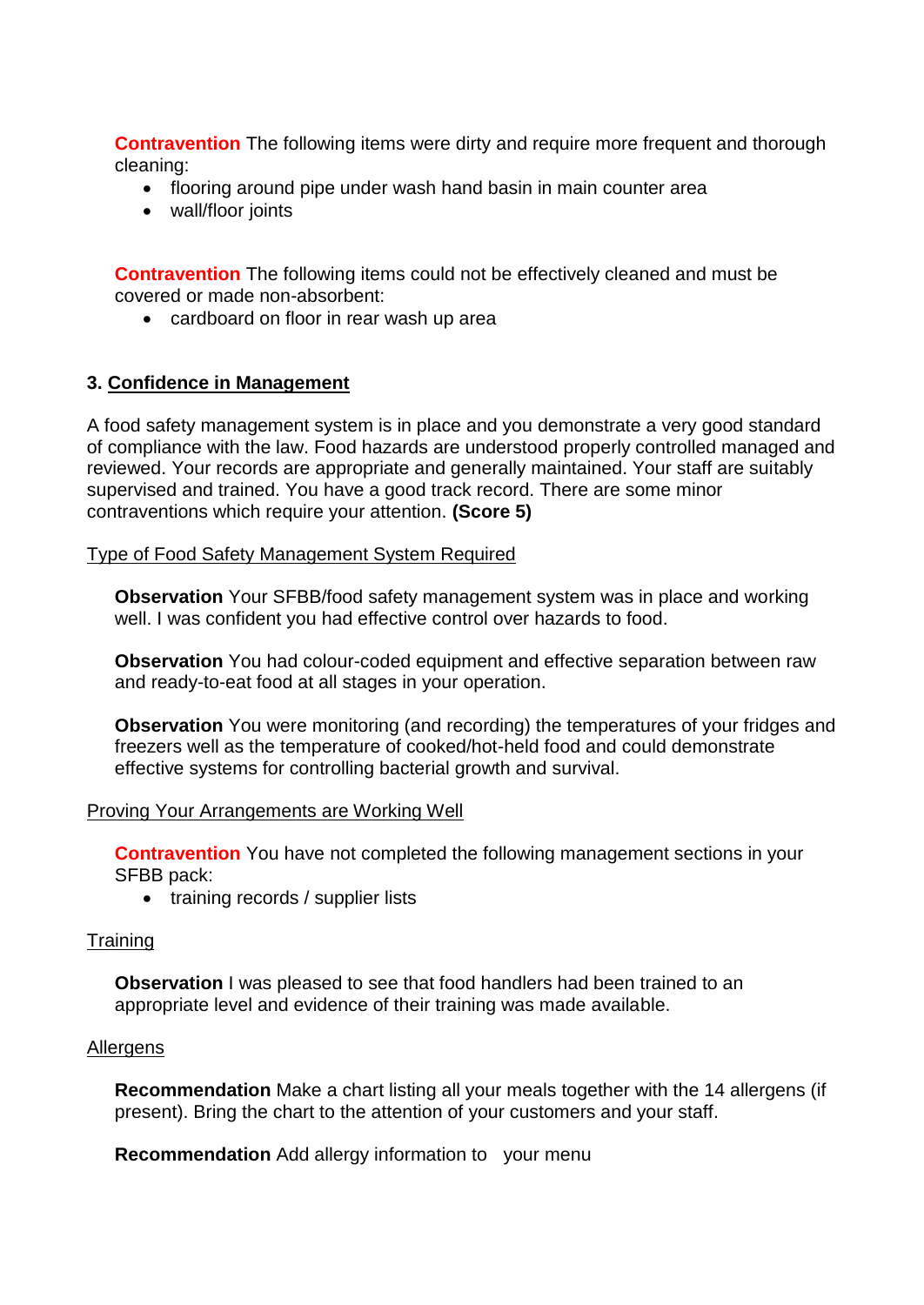**Contravention** The following items were dirty and require more frequent and thorough cleaning:

- flooring around pipe under wash hand basin in main counter area
- wall/floor joints

**Contravention** The following items could not be effectively cleaned and must be covered or made non-absorbent:

- cardboard on floor in rear wash up area

### 3. Confidence in Management

A food safety management system is in place and you demonstrate a very good standard of compliance with the law. Food hazards are understood properly controlled managed and reviewed. Your records are appropriate and generally maintained. Your staff are suitably supervised and trained. You have a good track record. There are some minor contraventions which require your attention. **(Score 5)**

Type of Food Safety Management System Required

**Observation** Your SFBB/food safety management system was in place and working well. I was confident you had effective control over hazards to food.

**Observation** You had colour-coded equipment and effective separation between raw and ready-to-eat food at all stages in your operation.

**Observation** You were monitoring (and recording) the temperatures of your fridges and freezers well as the temperature of cooked/hot-held food and could demonstrate effective systems for controlling bacterial growth and survival.

Proving Your Arrangements are Working Well

**Contravention** You have not completed the following management sections in your SFBB pack:

- training records / supplier lists

Training

**Observation** I was pleased to see that food handlers had been trained to an appropriate level and evidence of their training was made available.

Allergens

**Recommendation** Make a chart listing all your meals together with the 14 allergens (if present). Bring the chart to the attention of your customers and your staff.

**Recommendation** Add allergy information to your menu